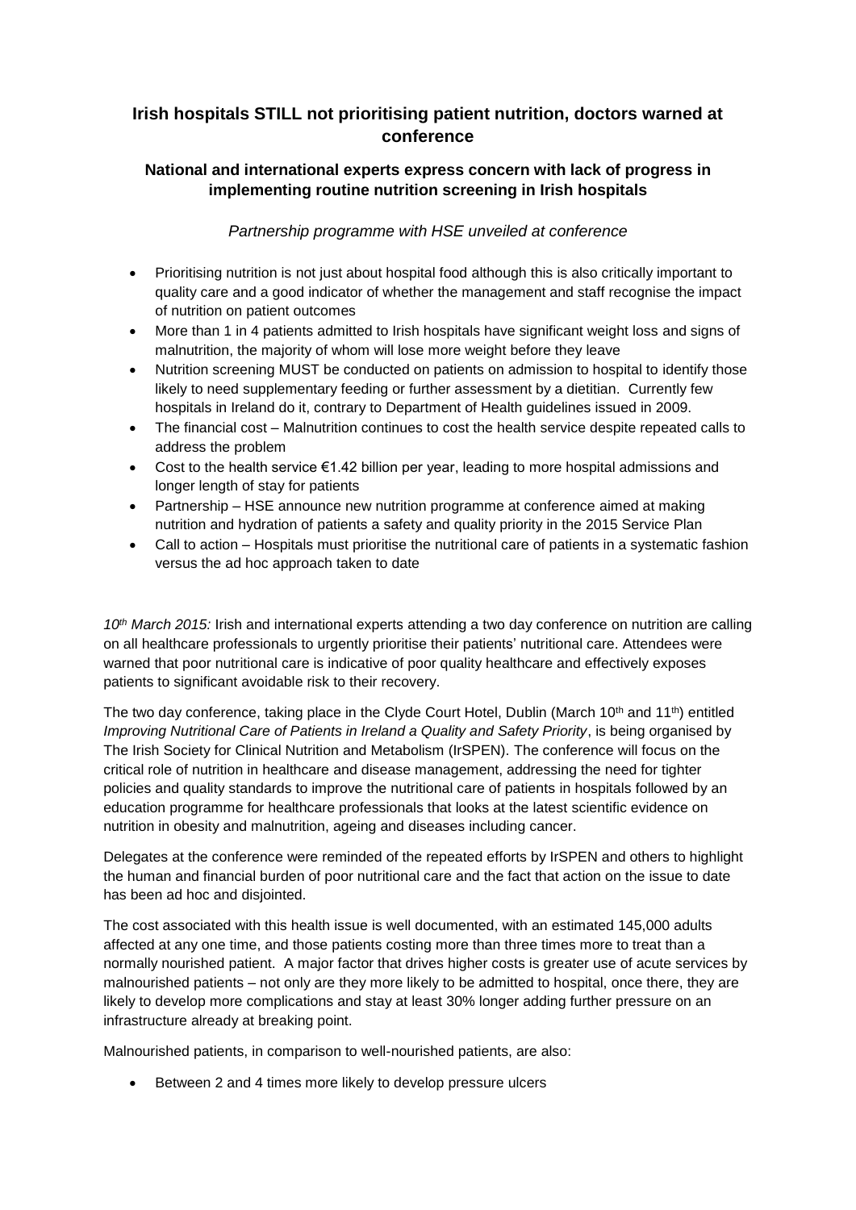# Irish hospitals STILL not prioritising patient nutrition, doctors warned at conference

## National and international experts express concern with lack of progress in implementing routine nutrition screening in Irish hospitals

*Partnership programme with HSE unveiled at conference*

- Prioritising nutrition is not just about hospital food although this is also critically important to quality care and a good indicator of whether the management and staff recognise the impact of nutrition on patient outcomes
- More than 1 in 4 patients admitted to Irish hospitals have significant weight loss and signs of malnutrition, the majority of whom will lose more weight before they leave
- Nutrition screening MUST be conducted on patients on admission to hospital to identify those likely to need supplementary feeding or further assessment by a dietitian. Currently few hospitals in Ireland do it, contrary to Department of Health guidelines issued in 2009.
- The financial cost – Malnutrition continues to cost the health service despite repeated calls to address the problem
- Cost to the health service €1.42 billion per year, leading to more hospital admissions and longer length of stay for patients
- Partnership – HSE announce new nutrition programme at conference aimed at making nutrition and hydration of patients a safety and quality priority in the 2015 Service Plan
- Call to action – Hospitals must prioritise the nutritional care of patients in a systematic fashion versus the ad hoc approach taken to date

*10th March 2015:* Irish and international experts attending a two day conference on nutrition are calling on all healthcare professionals to urgently prioritise their patients' nutritional care. Attendees were warned that poor nutritional care is indicative of poor quality healthcare and effectively exposes patients to significant avoidable risk to their recovery.

The two day conference, taking place in the Clyde Court Hotel, Dublin (March 10th and 11th) entitled *Improving Nutritional Care of Patients in Ireland a Quality and Safety Priority*, is being organised by The Irish Society for Clinical Nutrition and Metabolism (IrSPEN). The conference will focus on the critical role of nutrition in healthcare and disease management, addressing the need for tighter policies and quality standards to improve the nutritional care of patients in hospitals followed by an education programme for healthcare professionals that looks at the latest scientific evidence on nutrition in obesity and malnutrition, ageing and diseases including cancer.

Delegates at the conference were reminded of the repeated efforts by IrSPEN and others to highlight the human and financial burden of poor nutritional care and the fact that action on the issue to date has been ad hoc and disjointed.

The cost associated with this health issue is well documented, with an estimated 145,000 adults affected at any one time, and those patients costing more than three times more to treat than a normally nourished patient. A major factor that drives higher costs is greater use of acute services by malnourished patients – not only are they more likely to be admitted to hospital, once there, they are likely to develop more complications and stay at least 30% longer adding further pressure on an infrastructure already at breaking point.

Malnourished patients, in comparison to well-nourished patients, are also:

- Between 2 and 4 times more likely to develop pressure ulcers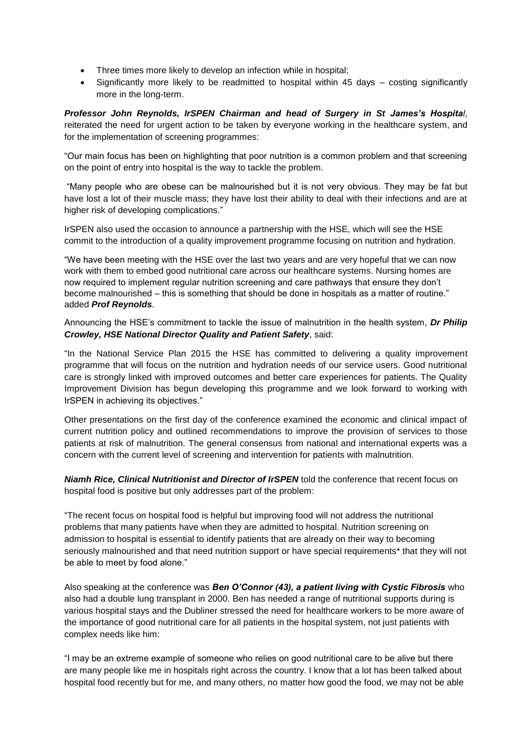- Three times more likely to develop an infection while in hospital;
- Significantly more likely to be readmitted to hospital within 45 days – costing significantly more in the long-term.

***Professor John Reynolds, IrSPEN Chairman and head of Surgery in St James's Hospital***, reiterated the need for urgent action to be taken by everyone working in the healthcare system, and for the implementation of screening programmes:

"Our main focus has been on highlighting that poor nutrition is a common problem and that screening on the point of entry into hospital is the way to tackle the problem.

"Many people who are obese can be malnourished but it is not very obvious. They may be fat but have lost a lot of their muscle mass; they have lost their ability to deal with their infections and are at higher risk of developing complications."

IrSPEN also used the occasion to announce a partnership with the HSE, which will see the HSE commit to the introduction of a quality improvement programme focusing on nutrition and hydration.

"We have been meeting with the HSE over the last two years and are very hopeful that we can now work with them to embed good nutritional care across our healthcare systems. Nursing homes are now required to implement regular nutrition screening and care pathways that ensure they don't become malnourished – this is something that should be done in hospitals as a matter of routine." added ***Prof Reynolds***.

Announcing the HSE's commitment to tackle the issue of malnutrition in the health system, ***Dr Philip Crowley, HSE National Director Quality and Patient Safety***, said:

"In the National Service Plan 2015 the HSE has committed to delivering a quality improvement programme that will focus on the nutrition and hydration needs of our service users. Good nutritional care is strongly linked with improved outcomes and better care experiences for patients. The Quality Improvement Division has begun developing this programme and we look forward to working with IrSPEN in achieving its objectives."

Other presentations on the first day of the conference examined the economic and clinical impact of current nutrition policy and outlined recommendations to improve the provision of services to those patients at risk of malnutrition. The general consensus from national and international experts was a concern with the current level of screening and intervention for patients with malnutrition.

***Niamh Rice, Clinical Nutritionist and Director of IrSPEN*** told the conference that recent focus on hospital food is positive but only addresses part of the problem:

"The recent focus on hospital food is helpful but improving food will not address the nutritional problems that many patients have when they are admitted to hospital. Nutrition screening on admission to hospital is essential to identify patients that are already on their way to becoming seriously malnourished and that need nutrition support or have special requirements* that they will not be able to meet by food alone."

Also speaking at the conference was ***Ben O'Connor (43), a patient living with Cystic Fibrosis*** who also had a double lung transplant in 2000. Ben has needed a range of nutritional supports during is various hospital stays and the Dubliner stressed the need for healthcare workers to be more aware of the importance of good nutritional care for all patients in the hospital system, not just patients with complex needs like him:

"I may be an extreme example of someone who relies on good nutritional care to be alive but there are many people like me in hospitals right across the country. I know that a lot has been talked about hospital food recently but for me, and many others, no matter how good the food, we may not be able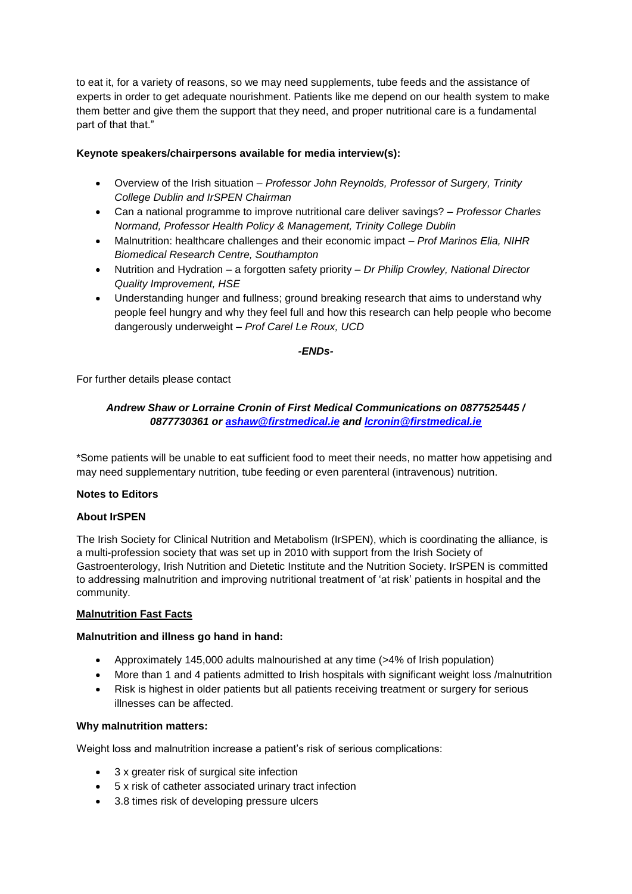to eat it, for a variety of reasons, so we may need supplements, tube feeds and the assistance of experts in order to get adequate nourishment. Patients like me depend on our health system to make them better and give them the support that they need, and proper nutritional care is a fundamental part of that that."

**Keynote speakers/chairpersons available for media interview(s):**

- Overview of the Irish situation – *Professor John Reynolds, Professor of Surgery, Trinity College Dublin and IrSPEN Chairman*
- Can a national programme to improve nutritional care deliver savings? – *Professor Charles Normand, Professor Health Policy & Management, Trinity College Dublin*
- Malnutrition: healthcare challenges and their economic impact – *Prof Marinos Elia, NIHR Biomedical Research Centre, Southampton*
- Nutrition and Hydration – a forgotten safety priority – *Dr Philip Crowley, National Director Quality Improvement, HSE*
- Understanding hunger and fullness; ground breaking research that aims to understand why people feel hungry and why they feel full and how this research can help people who become dangerously underweight – *Prof Carel Le Roux, UCD*

***-ENDs-***

For further details please contact

***Andrew Shaw or Lorraine Cronin of First Medical Communications on 0877525445 / 0877730361 or [ashaw@firstmedical.ie](mailto:ashaw@firstmedical.ie) and [lcronin@firstmedical.ie](mailto:lcronin@firstmedical.ie)***

*Some patients will be unable to eat sufficient food to meet their needs, no matter how appetising and may need supplementary nutrition, tube feeding or even parenteral (intravenous) nutrition.

**Notes to Editors**

**About IrSPEN**

The Irish Society for Clinical Nutrition and Metabolism (IrSPEN), which is coordinating the alliance, is a multi-profession society that was set up in 2010 with support from the Irish Society of Gastroenterology, Irish Nutrition and Dietetic Institute and the Nutrition Society. IrSPEN is committed to addressing malnutrition and improving nutritional treatment of 'at risk' patients in hospital and the community.

**Malnutrition Fast Facts**

**Malnutrition and illness go hand in hand:**

- Approximately 145,000 adults malnourished at any time (>4% of Irish population)
- More than 1 and 4 patients admitted to Irish hospitals with significant weight loss /malnutrition
- Risk is highest in older patients but all patients receiving treatment or surgery for serious illnesses can be affected.

**Why malnutrition matters:**

Weight loss and malnutrition increase a patient's risk of serious complications:

- 3 x greater risk of surgical site infection
- 5 x risk of catheter associated urinary tract infection
- 3.8 times risk of developing pressure ulcers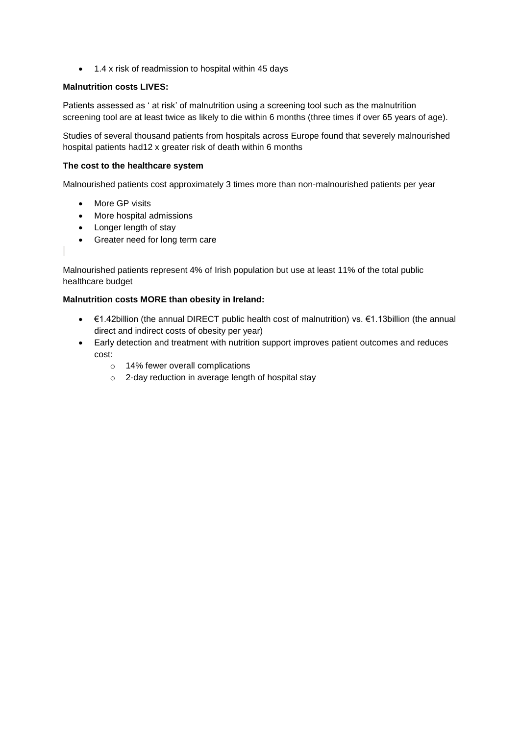- 1.4 x risk of readmission to hospital within 45 days

**Malnutrition costs LIVES:**

Patients assessed as ' at risk' of malnutrition using a screening tool such as the malnutrition screening tool are at least twice as likely to die within 6 months (three times if over 65 years of age).

Studies of several thousand patients from hospitals across Europe found that severely malnourished hospital patients had12 x greater risk of death within 6 months

**The cost to the healthcare system**

Malnourished patients cost approximately 3 times more than non-malnourished patients per year

- More GP visits
- More hospital admissions
- Longer length of stay
- Greater need for long term care

Malnourished patients represent 4% of Irish population but use at least 11% of the total public healthcare budget

**Malnutrition costs MORE than obesity in Ireland:**

- €1.42billion (the annual DIRECT public health cost of malnutrition) vs. €1.13billion (the annual direct and indirect costs of obesity per year)
- Early detection and treatment with nutrition support improves patient outcomes and reduces cost:
  - 14% fewer overall complications
  - 2-day reduction in average length of hospital stay